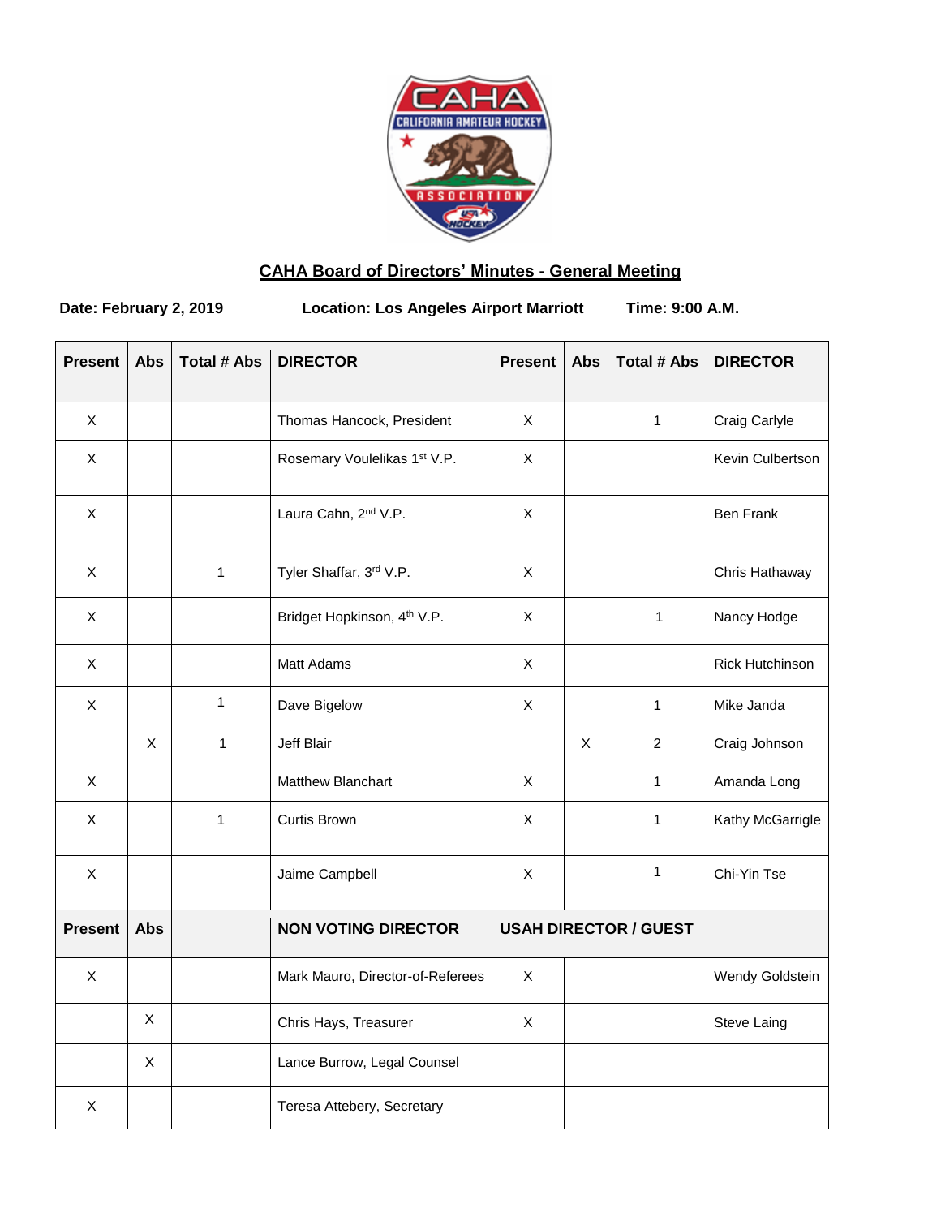# CAHA Board of Directors' Minutes - General Meeting

**Date: February 2, 2019** **Location: Los Angeles Airport Marriott** **Time: 9:00 A.M.**

| Present | Abs | Total # Abs | DIRECTOR | Present | Abs | Total # Abs | DIRECTOR |
|---|---|---|---|---|---|---|---|
| X | | | Thomas Hancock, President | X | | 1 | Craig Carlyle |
| X | | | Rosemary Voulelikas 1st V.P. | X | | | Kevin Culbertson |
| X | | | Laura Cahn, 2nd V.P. | X | | | Ben Frank |
| X | | 1 | Tyler Shaffar, 3rd V.P. | X | | | Chris Hathaway |
| X | | | Bridget Hopkinson, 4th V.P. | X | | 1 | Nancy Hodge |
| X | | | Matt Adams | X | | | Rick Hutchinson |
| X | | 1 | Dave Bigelow | X | | 1 | Mike Janda |
| | X | 1 | Jeff Blair | | X | 2 | Craig Johnson |
| X | | | Matthew Blanchart | X | | 1 | Amanda Long |
| X | | 1 | Curtis Brown | X | | 1 | Kathy McGarrigle |
| X | | | Jaime Campbell | X | | 1 | Chi-Yin Tse |
| **Present** | **Abs** | | **NON VOTING DIRECTOR** | **USAH DIRECTOR / GUEST** | | | |
| X | | | Mark Mauro, Director-of-Referees | X | | | Wendy Goldstein |
| | X | | Chris Hays, Treasurer | X | | | Steve Laing |
| | X | | Lance Burrow, Legal Counsel | | | | |
| X | | | Teresa Attebery, Secretary | | | | |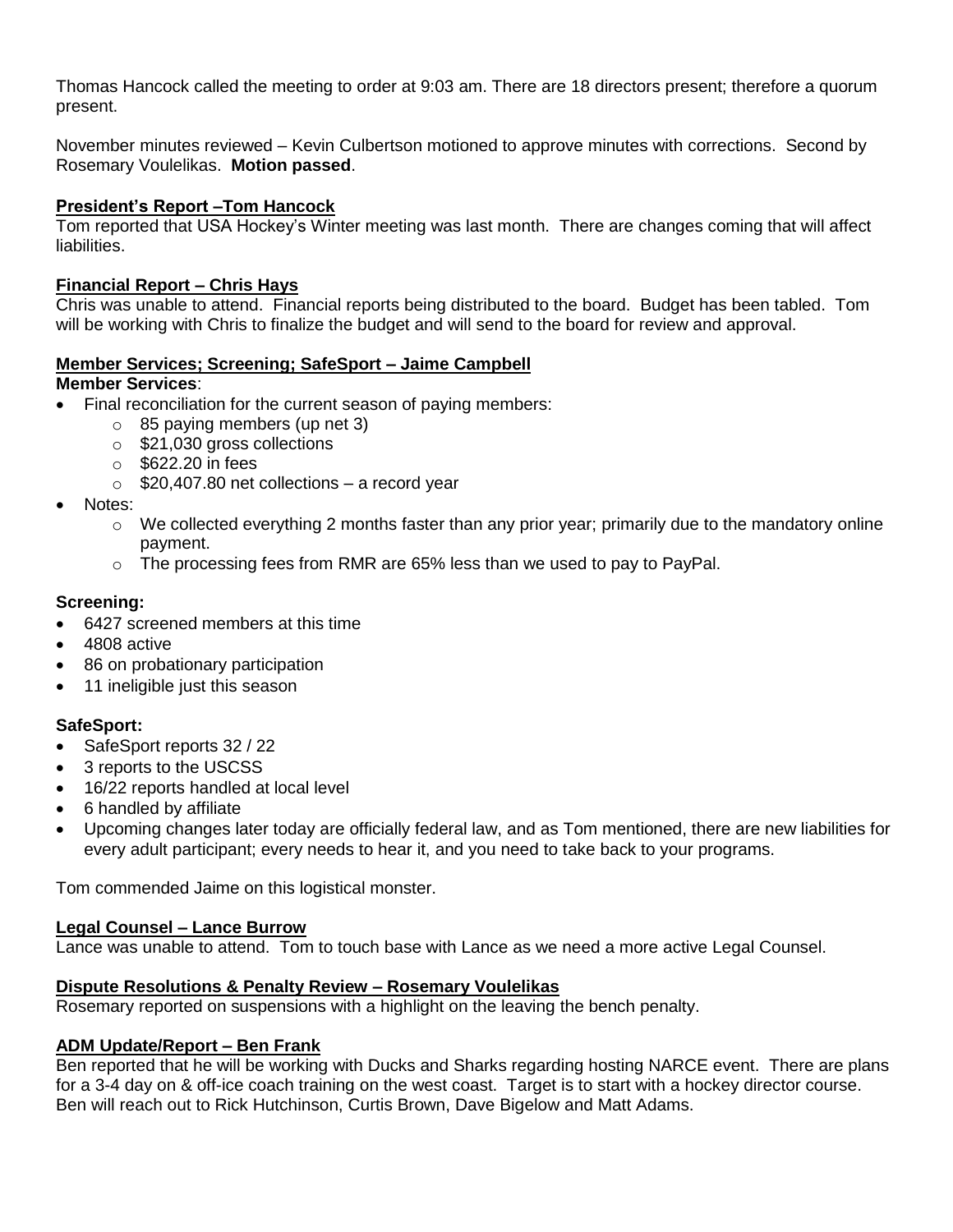Thomas Hancock called the meeting to order at 9:03 am. There are 18 directors present; therefore a quorum present.

November minutes reviewed – Kevin Culbertson motioned to approve minutes with corrections. Second by Rosemary Voulelikas. **Motion passed**.

<u>**President's Report –Tom Hancock**</u>

Tom reported that USA Hockey's Winter meeting was last month. There are changes coming that will affect liabilities.

<u>**Financial Report – Chris Hays**</u>

Chris was unable to attend. Financial reports being distributed to the board. Budget has been tabled. Tom will be working with Chris to finalize the budget and will send to the board for review and approval.

<u>**Member Services; Screening; SafeSport – Jaime Campbell**</u>

**Member Services**:

- Final reconciliation for the current season of paying members:
  - 85 paying members (up net 3)
  - $21,030 gross collections
  - $622.20 in fees
  - $20,407.80 net collections – a record year
- Notes:
  - We collected everything 2 months faster than any prior year; primarily due to the mandatory online payment.
  - The processing fees from RMR are 65% less than we used to pay to PayPal.

**Screening:**

- 6427 screened members at this time
- 4808 active
- 86 on probationary participation
- 11 ineligible just this season

**SafeSport:**

- SafeSport reports 32 / 22
- 3 reports to the USCSS
- 16/22 reports handled at local level
- 6 handled by affiliate
- Upcoming changes later today are officially federal law, and as Tom mentioned, there are new liabilities for every adult participant; every needs to hear it, and you need to take back to your programs.

Tom commended Jaime on this logistical monster.

<u>**Legal Counsel – Lance Burrow**</u>

Lance was unable to attend. Tom to touch base with Lance as we need a more active Legal Counsel.

<u>**Dispute Resolutions & Penalty Review – Rosemary Voulelikas**</u>

Rosemary reported on suspensions with a highlight on the leaving the bench penalty.

<u>**ADM Update/Report – Ben Frank**</u>

Ben reported that he will be working with Ducks and Sharks regarding hosting NARCE event. There are plans for a 3-4 day on & off-ice coach training on the west coast. Target is to start with a hockey director course. Ben will reach out to Rick Hutchinson, Curtis Brown, Dave Bigelow and Matt Adams.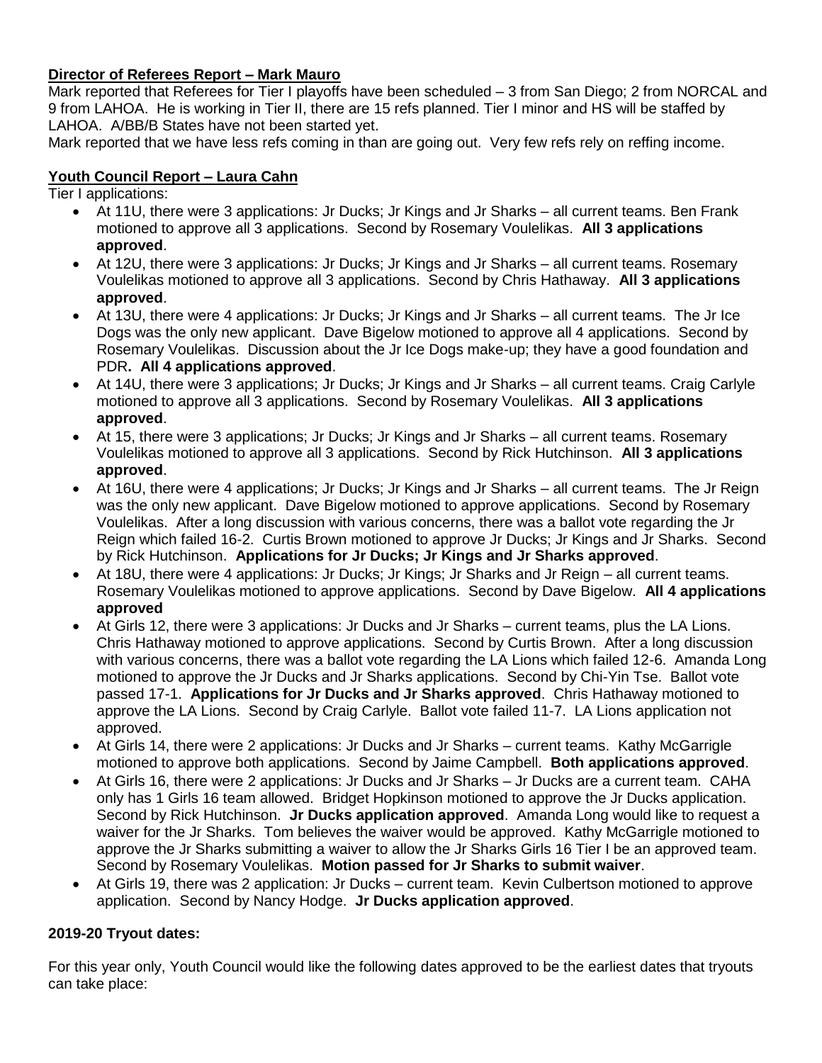**Director of Referees Report – Mark Mauro**

Mark reported that Referees for Tier I playoffs have been scheduled – 3 from San Diego; 2 from NORCAL and 9 from LAHOA. He is working in Tier II, there are 15 refs planned. Tier I minor and HS will be staffed by LAHOA. A/BB/B States have not been started yet.

Mark reported that we have less refs coming in than are going out. Very few refs rely on reffing income.

**Youth Council Report – Laura Cahn**

Tier I applications:

- At 11U, there were 3 applications: Jr Ducks; Jr Kings and Jr Sharks – all current teams. Ben Frank motioned to approve all 3 applications. Second by Rosemary Voulelikas. **All 3 applications approved**.
- At 12U, there were 3 applications: Jr Ducks; Jr Kings and Jr Sharks – all current teams. Rosemary Voulelikas motioned to approve all 3 applications. Second by Chris Hathaway. **All 3 applications approved**.
- At 13U, there were 4 applications: Jr Ducks; Jr Kings and Jr Sharks – all current teams. The Jr Ice Dogs was the only new applicant. Dave Bigelow motioned to approve all 4 applications. Second by Rosemary Voulelikas. Discussion about the Jr Ice Dogs make-up; they have a good foundation and PDR**. All 4 applications approved**.
- At 14U, there were 3 applications; Jr Ducks; Jr Kings and Jr Sharks – all current teams. Craig Carlyle motioned to approve all 3 applications. Second by Rosemary Voulelikas. **All 3 applications approved**.
- At 15, there were 3 applications; Jr Ducks; Jr Kings and Jr Sharks – all current teams. Rosemary Voulelikas motioned to approve all 3 applications. Second by Rick Hutchinson. **All 3 applications approved**.
- At 16U, there were 4 applications; Jr Ducks; Jr Kings and Jr Sharks – all current teams. The Jr Reign was the only new applicant. Dave Bigelow motioned to approve applications. Second by Rosemary Voulelikas. After a long discussion with various concerns, there was a ballot vote regarding the Jr Reign which failed 16-2. Curtis Brown motioned to approve Jr Ducks; Jr Kings and Jr Sharks. Second by Rick Hutchinson. **Applications for Jr Ducks; Jr Kings and Jr Sharks approved**.
- At 18U, there were 4 applications: Jr Ducks; Jr Kings; Jr Sharks and Jr Reign – all current teams. Rosemary Voulelikas motioned to approve applications. Second by Dave Bigelow. **All 4 applications approved**
- At Girls 12, there were 3 applications: Jr Ducks and Jr Sharks – current teams, plus the LA Lions. Chris Hathaway motioned to approve applications. Second by Curtis Brown. After a long discussion with various concerns, there was a ballot vote regarding the LA Lions which failed 12-6. Amanda Long motioned to approve the Jr Ducks and Jr Sharks applications. Second by Chi-Yin Tse. Ballot vote passed 17-1. **Applications for Jr Ducks and Jr Sharks approved**. Chris Hathaway motioned to approve the LA Lions. Second by Craig Carlyle. Ballot vote failed 11-7. LA Lions application not approved.
- At Girls 14, there were 2 applications: Jr Ducks and Jr Sharks – current teams. Kathy McGarrigle motioned to approve both applications. Second by Jaime Campbell. **Both applications approved**.
- At Girls 16, there were 2 applications: Jr Ducks and Jr Sharks – Jr Ducks are a current team. CAHA only has 1 Girls 16 team allowed. Bridget Hopkinson motioned to approve the Jr Ducks application. Second by Rick Hutchinson. **Jr Ducks application approved**. Amanda Long would like to request a waiver for the Jr Sharks. Tom believes the waiver would be approved. Kathy McGarrigle motioned to approve the Jr Sharks submitting a waiver to allow the Jr Sharks Girls 16 Tier I be an approved team. Second by Rosemary Voulelikas. **Motion passed for Jr Sharks to submit waiver**.
- At Girls 19, there was 2 application: Jr Ducks – current team. Kevin Culbertson motioned to approve application. Second by Nancy Hodge. **Jr Ducks application approved**.

**2019-20 Tryout dates:**

For this year only, Youth Council would like the following dates approved to be the earliest dates that tryouts can take place: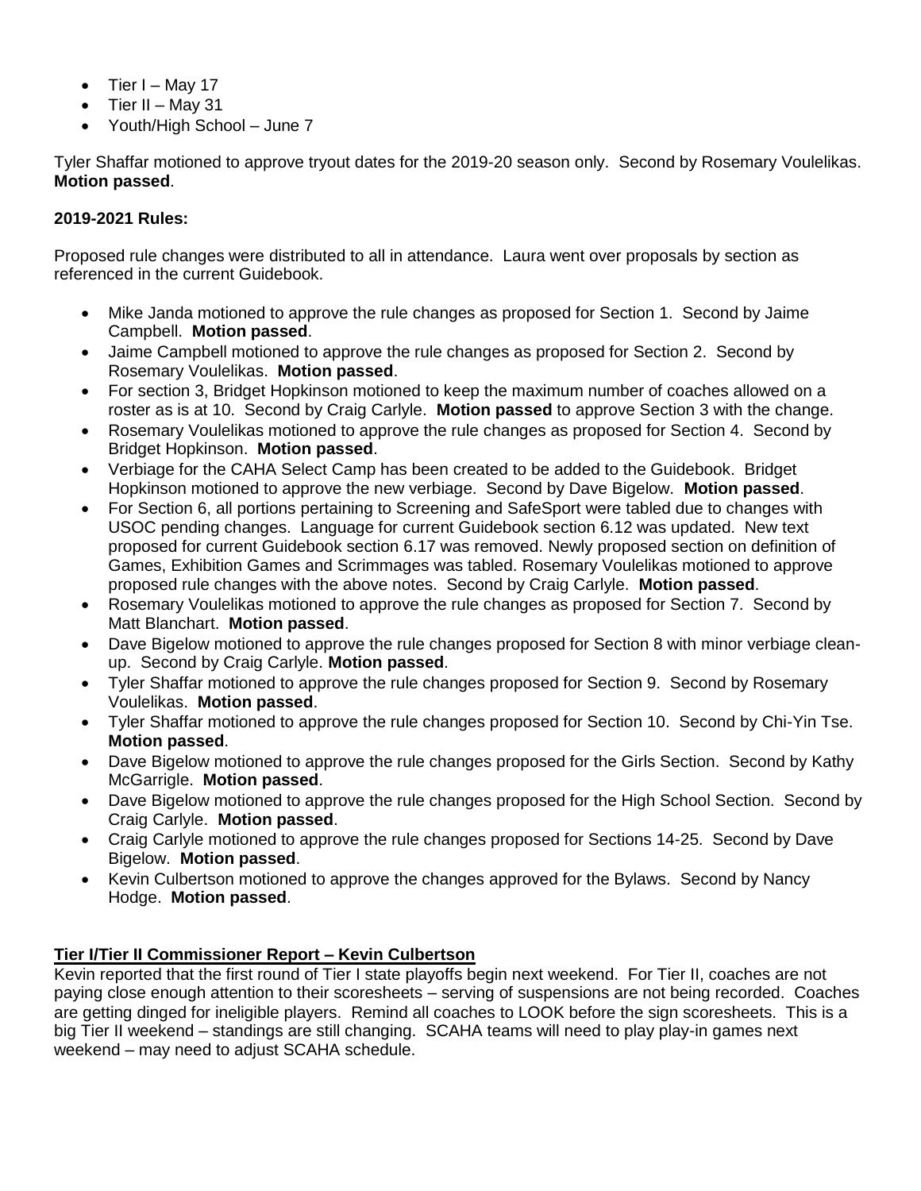- Tier I – May 17
- Tier II – May 31
- Youth/High School – June 7

Tyler Shaffar motioned to approve tryout dates for the 2019-20 season only. Second by Rosemary Voulelikas. **Motion passed**.

**2019-2021 Rules:**

Proposed rule changes were distributed to all in attendance. Laura went over proposals by section as referenced in the current Guidebook.

- Mike Janda motioned to approve the rule changes as proposed for Section 1. Second by Jaime Campbell. **Motion passed**.
- Jaime Campbell motioned to approve the rule changes as proposed for Section 2. Second by Rosemary Voulelikas. **Motion passed**.
- For section 3, Bridget Hopkinson motioned to keep the maximum number of coaches allowed on a roster as is at 10. Second by Craig Carlyle. **Motion passed** to approve Section 3 with the change.
- Rosemary Voulelikas motioned to approve the rule changes as proposed for Section 4. Second by Bridget Hopkinson. **Motion passed**.
- Verbiage for the CAHA Select Camp has been created to be added to the Guidebook. Bridget Hopkinson motioned to approve the new verbiage. Second by Dave Bigelow. **Motion passed**.
- For Section 6, all portions pertaining to Screening and SafeSport were tabled due to changes with USOC pending changes. Language for current Guidebook section 6.12 was updated. New text proposed for current Guidebook section 6.17 was removed. Newly proposed section on definition of Games, Exhibition Games and Scrimmages was tabled. Rosemary Voulelikas motioned to approve proposed rule changes with the above notes. Second by Craig Carlyle. **Motion passed**.
- Rosemary Voulelikas motioned to approve the rule changes as proposed for Section 7. Second by Matt Blanchart. **Motion passed**.
- Dave Bigelow motioned to approve the rule changes proposed for Section 8 with minor verbiage clean-up. Second by Craig Carlyle. **Motion passed**.
- Tyler Shaffar motioned to approve the rule changes proposed for Section 9. Second by Rosemary Voulelikas. **Motion passed**.
- Tyler Shaffar motioned to approve the rule changes proposed for Section 10. Second by Chi-Yin Tse. **Motion passed**.
- Dave Bigelow motioned to approve the rule changes proposed for the Girls Section. Second by Kathy McGarrigle. **Motion passed**.
- Dave Bigelow motioned to approve the rule changes proposed for the High School Section. Second by Craig Carlyle. **Motion passed**.
- Craig Carlyle motioned to approve the rule changes proposed for Sections 14-25. Second by Dave Bigelow. **Motion passed**.
- Kevin Culbertson motioned to approve the changes approved for the Bylaws. Second by Nancy Hodge. **Motion passed**.

**Tier I/Tier II Commissioner Report – Kevin Culbertson**

Kevin reported that the first round of Tier I state playoffs begin next weekend. For Tier II, coaches are not paying close enough attention to their scoresheets – serving of suspensions are not being recorded. Coaches are getting dinged for ineligible players. Remind all coaches to LOOK before the sign scoresheets. This is a big Tier II weekend – standings are still changing. SCAHA teams will need to play play-in games next weekend – may need to adjust SCAHA schedule.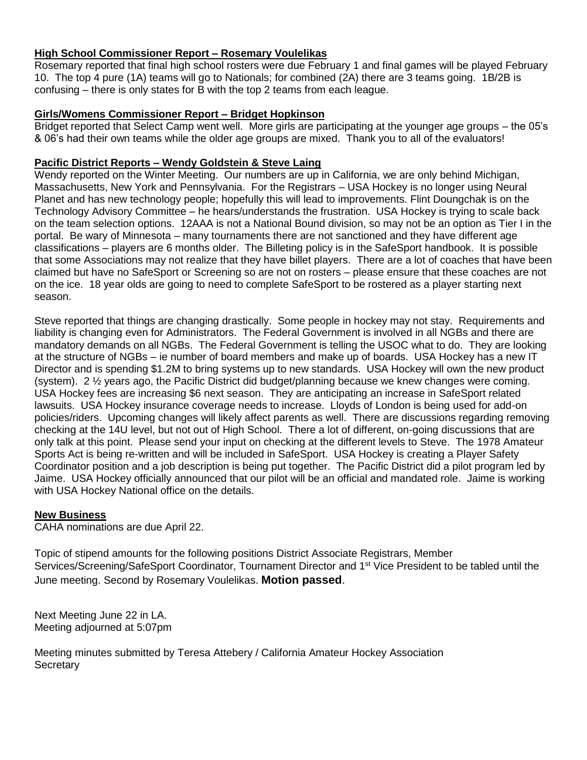**High School Commissioner Report – Rosemary Voulelikas**

Rosemary reported that final high school rosters were due February 1 and final games will be played February 10. The top 4 pure (1A) teams will go to Nationals; for combined (2A) there are 3 teams going. 1B/2B is confusing – there is only states for B with the top 2 teams from each league.

**Girls/Womens Commissioner Report – Bridget Hopkinson**

Bridget reported that Select Camp went well. More girls are participating at the younger age groups – the 05's & 06's had their own teams while the older age groups are mixed. Thank you to all of the evaluators!

**Pacific District Reports – Wendy Goldstein & Steve Laing**

Wendy reported on the Winter Meeting. Our numbers are up in California, we are only behind Michigan, Massachusetts, New York and Pennsylvania. For the Registrars – USA Hockey is no longer using Neural Planet and has new technology people; hopefully this will lead to improvements. Flint Doungchak is on the Technology Advisory Committee – he hears/understands the frustration. USA Hockey is trying to scale back on the team selection options. 12AAA is not a National Bound division, so may not be an option as Tier I in the portal. Be wary of Minnesota – many tournaments there are not sanctioned and they have different age classifications – players are 6 months older. The Billeting policy is in the SafeSport handbook. It is possible that some Associations may not realize that they have billet players. There are a lot of coaches that have been claimed but have no SafeSport or Screening so are not on rosters – please ensure that these coaches are not on the ice. 18 year olds are going to need to complete SafeSport to be rostered as a player starting next season.

Steve reported that things are changing drastically. Some people in hockey may not stay. Requirements and liability is changing even for Administrators. The Federal Government is involved in all NGBs and there are mandatory demands on all NGBs. The Federal Government is telling the USOC what to do. They are looking at the structure of NGBs – ie number of board members and make up of boards. USA Hockey has a new IT Director and is spending $1.2M to bring systems up to new standards. USA Hockey will own the new product (system). 2 ½ years ago, the Pacific District did budget/planning because we knew changes were coming. USA Hockey fees are increasing $6 next season. They are anticipating an increase in SafeSport related lawsuits. USA Hockey insurance coverage needs to increase. Lloyds of London is being used for add-on policies/riders. Upcoming changes will likely affect parents as well. There are discussions regarding removing checking at the 14U level, but not out of High School. There a lot of different, on-going discussions that are only talk at this point. Please send your input on checking at the different levels to Steve. The 1978 Amateur Sports Act is being re-written and will be included in SafeSport. USA Hockey is creating a Player Safety Coordinator position and a job description is being put together. The Pacific District did a pilot program led by Jaime. USA Hockey officially announced that our pilot will be an official and mandated role. Jaime is working with USA Hockey National office on the details.

**New Business**

CAHA nominations are due April 22.

Topic of stipend amounts for the following positions District Associate Registrars, Member Services/Screening/SafeSport Coordinator, Tournament Director and 1st Vice President to be tabled until the June meeting. Second by Rosemary Voulelikas. **Motion passed**.

Next Meeting June 22 in LA.
Meeting adjourned at 5:07pm

Meeting minutes submitted by Teresa Attebery / California Amateur Hockey Association Secretary